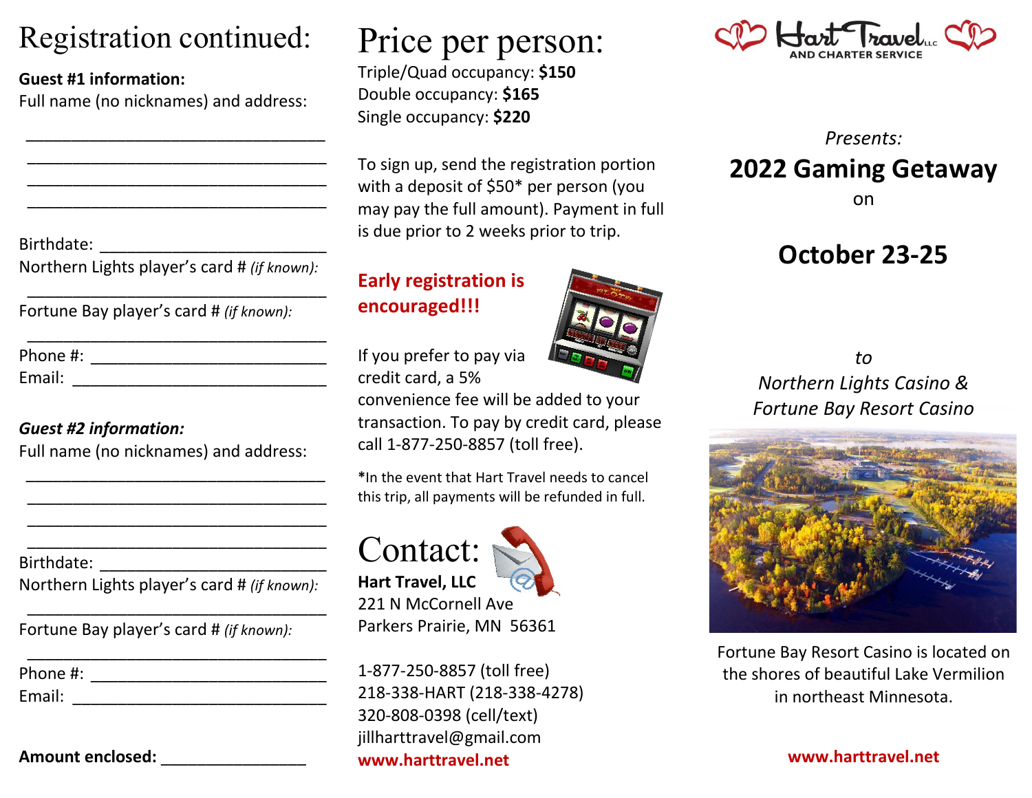# Registration continued:

**Guest #1 information:**

Full name (no nicknames) and address:

________________________________

________________________________

________________________________

________________________________

Birthdate: ________________________

Northern Lights player's card # *(if known):*

________________________________

Fortune Bay player's card # *(if known):*

________________________________

Phone #: __________________________

Email: ____________________________

***Guest #2 information:***

Full name (no nicknames) and address:

________________________________

________________________________

________________________________

________________________________

Birthdate: ________________________

Northern Lights player's card # *(if known):*

________________________________

Fortune Bay player's card # *(if known):*

________________________________

Phone #: __________________________

Email: ____________________________

**Amount enclosed:** ________________

# Price per person:

Triple/Quad occupancy: **$150**
Double occupancy: **$165**
Single occupancy: **$220**

To sign up, send the registration portion with a deposit of $50* per person (you may pay the full amount). Payment in full is due prior to 2 weeks prior to trip.

**Early registration is encouraged!!!**

If you prefer to pay via credit card, a 5% convenience fee will be added to your transaction. To pay by credit card, please call 1-877-250-8857 (toll free).

***In the event that Hart Travel needs to cancel this trip, all payments will be refunded in full.**

# Contact:

**Hart Travel, LLC**
221 N McCornell Ave
Parkers Prairie, MN 56361

1-877-250-8857 (toll free)
218-338-HART (218-338-4278)
320-808-0398 (cell/text)
jillharttravel@gmail.com
**www.harttravel.net**

Hart Travel LLC AND CHARTER SERVICE

*Presents:*

## 2022 Gaming Getaway

on

## October 23-25

*to*
*Northern Lights Casino &*
*Fortune Bay Resort Casino*

Fortune Bay Resort Casino is located on the shores of beautiful Lake Vermilion in northeast Minnesota.

**www.harttravel.net**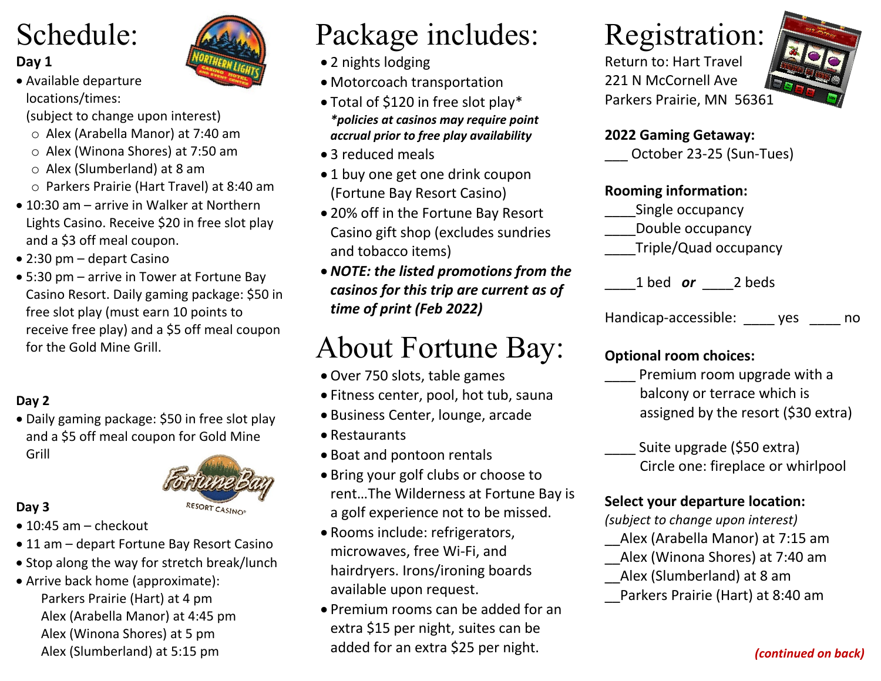# Schedule:

**Day 1**

- Available departure locations/times: (subject to change upon interest)
  - Alex (Arabella Manor) at 7:40 am
  - Alex (Winona Shores) at 7:50 am
  - Alex (Slumberland) at 8 am
  - Parkers Prairie (Hart Travel) at 8:40 am
- 10:30 am – arrive in Walker at Northern Lights Casino. Receive $20 in free slot play and a $3 off meal coupon.
- 2:30 pm – depart Casino
- 5:30 pm – arrive in Tower at Fortune Bay Casino Resort. Daily gaming package: $50 in free slot play (must earn 10 points to receive free play) and a $5 off meal coupon for the Gold Mine Grill.

**Day 2**

- Daily gaming package: $50 in free slot play and a $5 off meal coupon for Gold Mine Grill

**Day 3**

- 10:45 am – checkout
- 11 am – depart Fortune Bay Resort Casino
- Stop along the way for stretch break/lunch
- Arrive back home (approximate):
  - Parkers Prairie (Hart) at 4 pm
  - Alex (Arabella Manor) at 4:45 pm
  - Alex (Winona Shores) at 5 pm
  - Alex (Slumberland) at 5:15 pm

# Package includes:

- 2 nights lodging
- Motorcoach transportation
- Total of $120 in free slot play*
  ***policies at casinos may require point accrual prior to free play availability***
- 3 reduced meals
- 1 buy one get one drink coupon (Fortune Bay Resort Casino)
- 20% off in the Fortune Bay Resort Casino gift shop (excludes sundries and tobacco items)
- ***NOTE: the listed promotions from the casinos for this trip are current as of time of print (Feb 2022)***

# About Fortune Bay:

- Over 750 slots, table games
- Fitness center, pool, hot tub, sauna
- Business Center, lounge, arcade
- Restaurants
- Boat and pontoon rentals
- Bring your golf clubs or choose to rent…The Wilderness at Fortune Bay is a golf experience not to be missed.
- Rooms include: refrigerators, microwaves, free Wi-Fi, and hairdryers. Irons/ironing boards available upon request.
- Premium rooms can be added for an extra $15 per night, suites can be added for an extra $25 per night.

# Registration:

Return to: Hart Travel
221 N McCornell Ave
Parkers Prairie, MN 56361

**2022 Gaming Getaway:**

___ October 23-25 (Sun-Tues)

**Rooming information:**

____Single occupancy
____Double occupancy
____Triple/Quad occupancy

____1 bed ***or*** ____2 beds

Handicap-accessible: ____ yes ____ no

**Optional room choices:**

____ Premium room upgrade with a balcony or terrace which is assigned by the resort ($30 extra)

____ Suite upgrade ($50 extra)
Circle one: fireplace or whirlpool

**Select your departure location:**

*(subject to change upon interest)*

__Alex (Arabella Manor) at 7:15 am
__Alex (Winona Shores) at 7:40 am
__Alex (Slumberland) at 8 am
__Parkers Prairie (Hart) at 8:40 am

***(continued on back)***